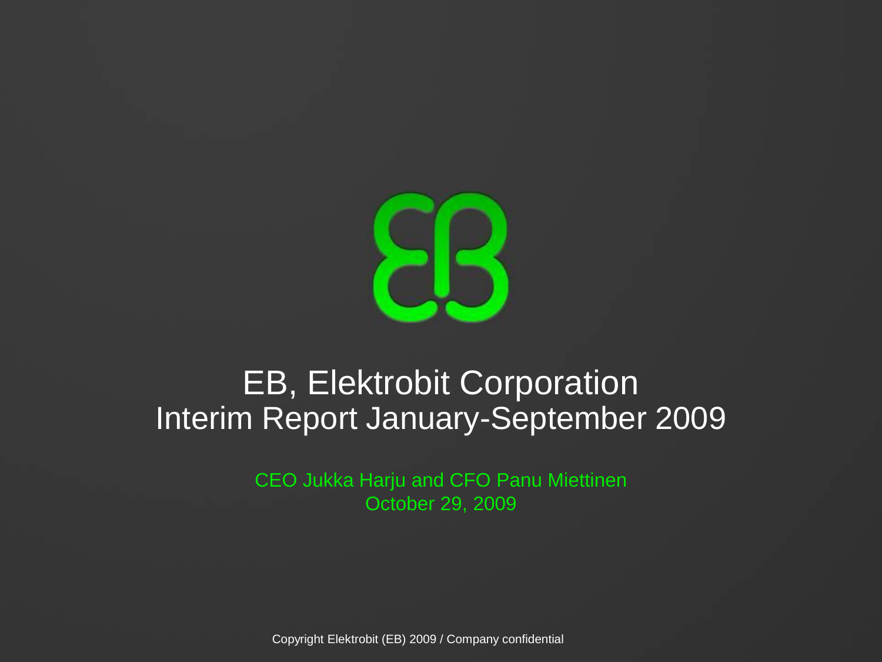# EB, Elektrobit Corporation

## Interim Report January-September 2009

CEO Jukka Harju and CFO Panu Miettinen

October 29, 2009

Copyright Elektrobit (EB) 2009 / Company confidential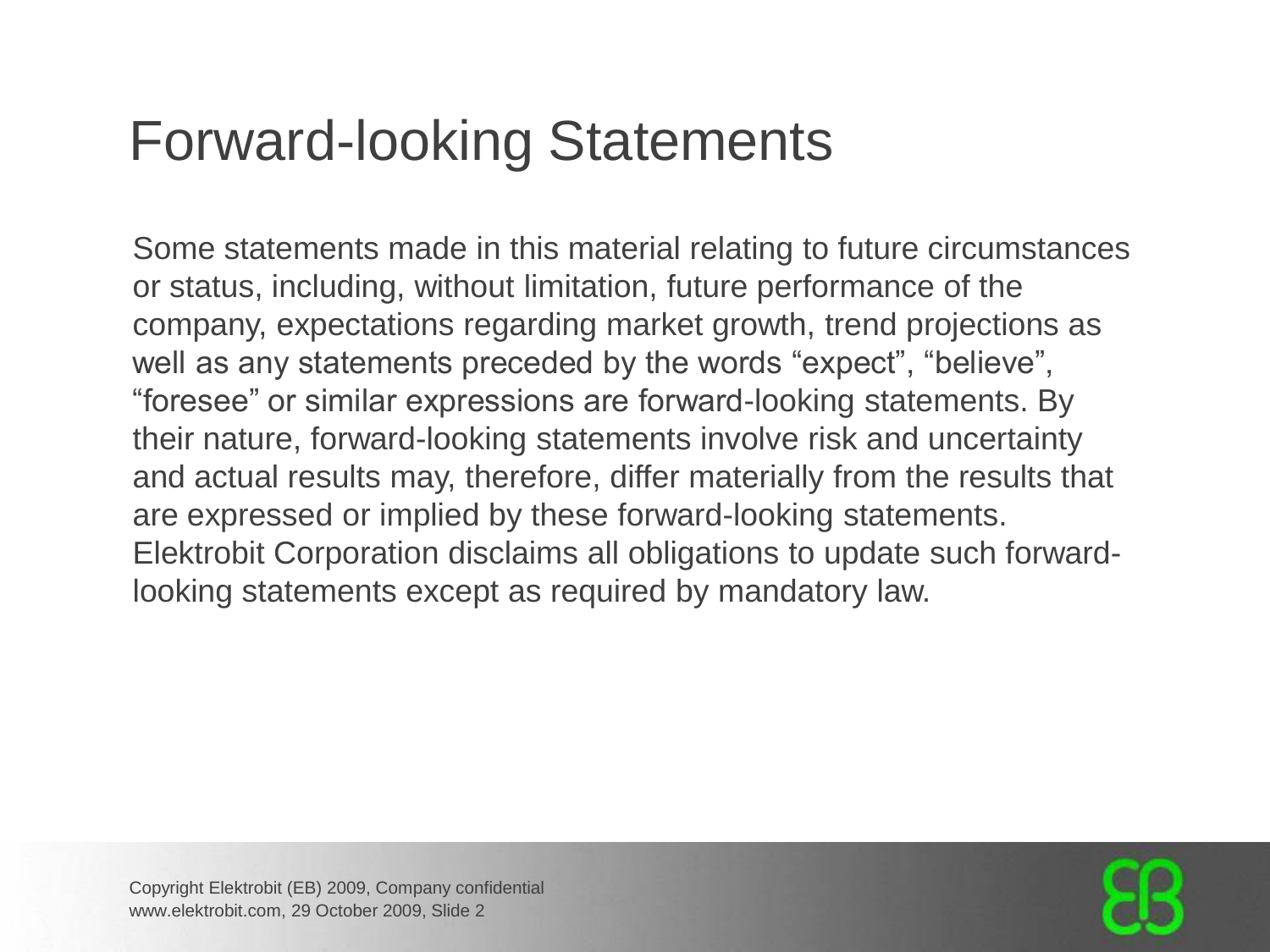# Forward-looking Statements

Some statements made in this material relating to future circumstances or status, including, without limitation, future performance of the company, expectations regarding market growth, trend projections as well as any statements preceded by the words “expect”, “believe”, “foresee” or similar expressions are forward-looking statements. By their nature, forward-looking statements involve risk and uncertainty and actual results may, therefore, differ materially from the results that are expressed or implied by these forward-looking statements. Elektrobit Corporation disclaims all obligations to update such forward-looking statements except as required by mandatory law.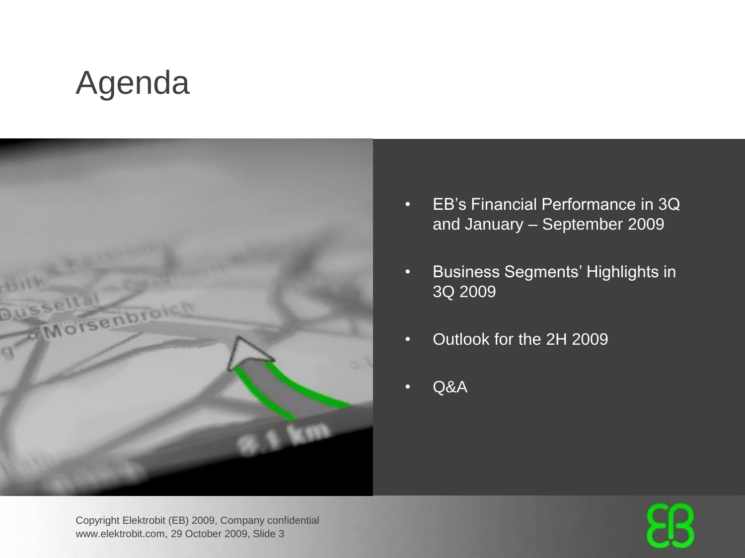# Agenda

- EB's Financial Performance in 3Q and January – September 2009
- Business Segments' Highlights in 3Q 2009
- Outlook for the 2H 2009
- Q&A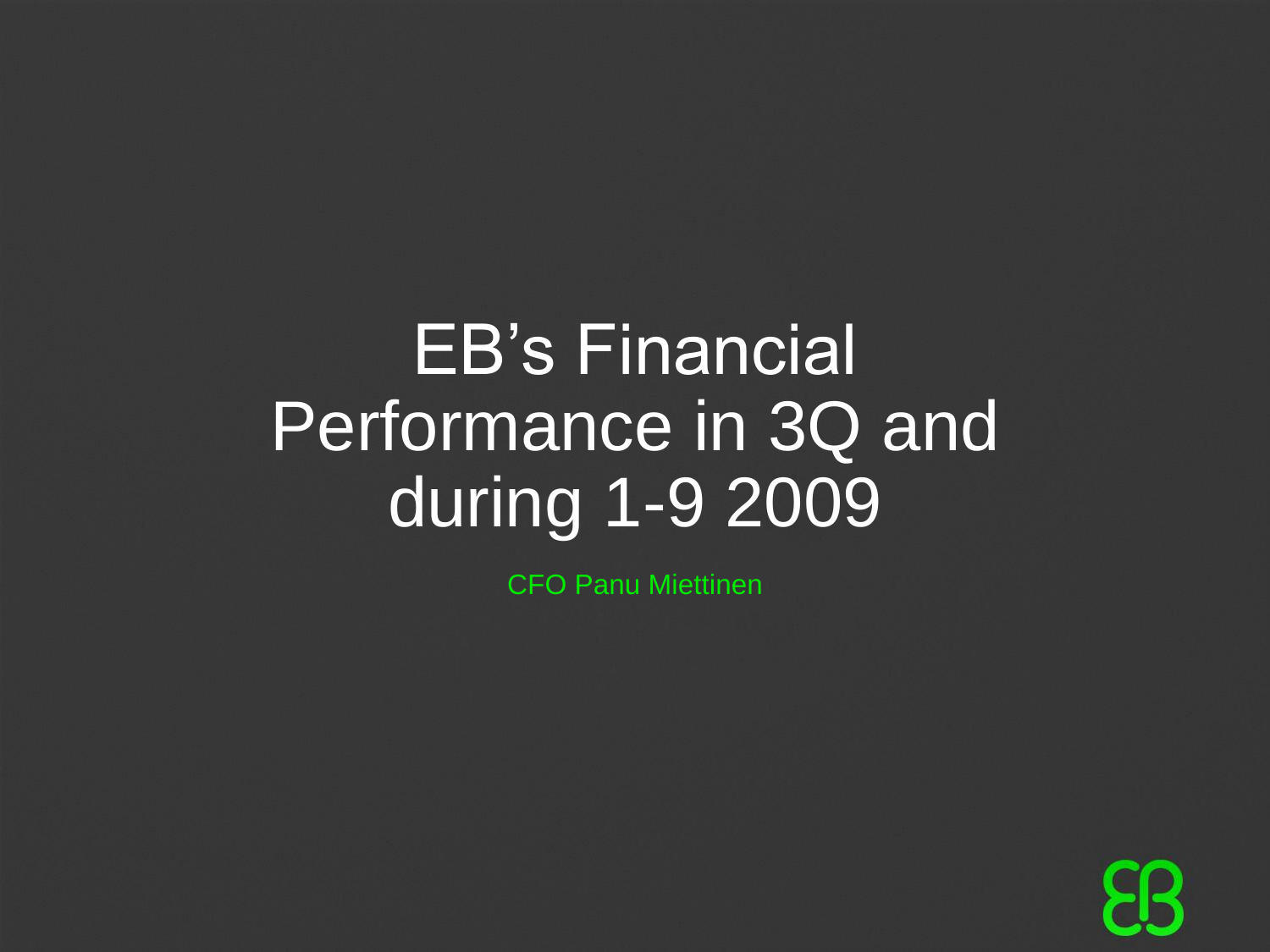# EB's Financial Performance in 3Q and during 1-9 2009

CFO Panu Miettinen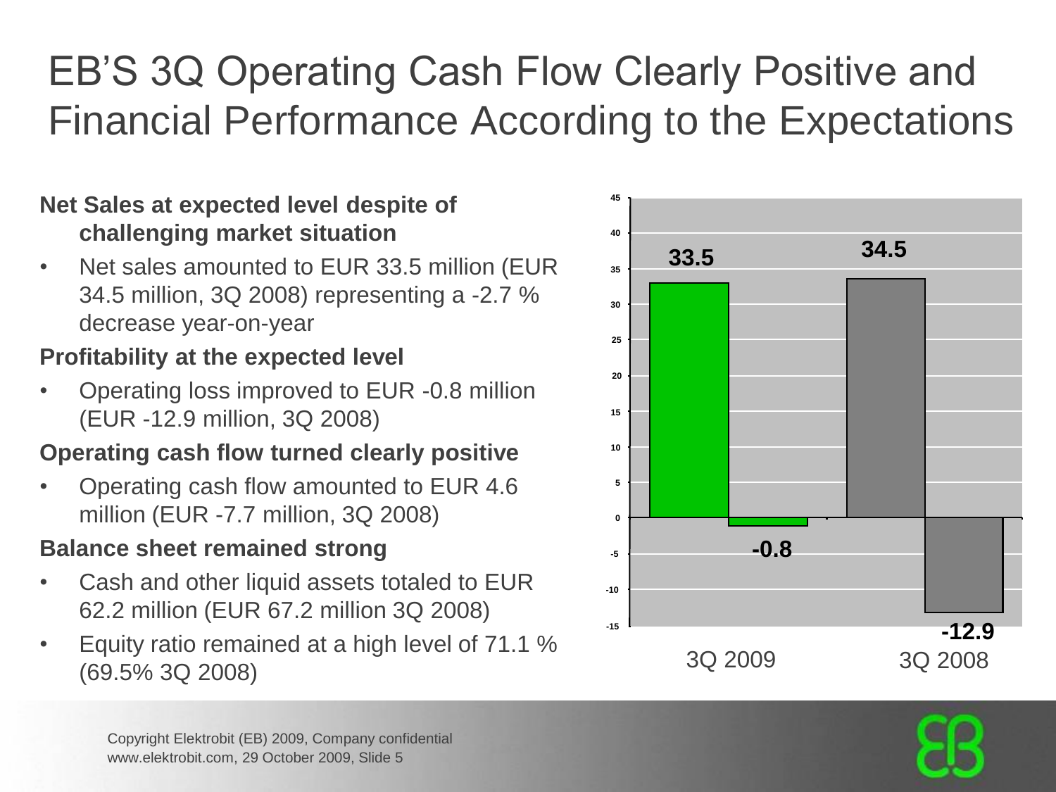# EB'S 3Q Operating Cash Flow Clearly Positive and Financial Performance According to the Expectations

**Net Sales at expected level despite of challenging market situation**

- Net sales amounted to EUR 33.5 million (EUR 34.5 million, 3Q 2008) representing a -2.7 % decrease year-on-year

**Profitability at the expected level**

- Operating loss improved to EUR -0.8 million (EUR -12.9 million, 3Q 2008)

**Operating cash flow turned clearly positive**

- Operating cash flow amounted to EUR 4.6 million (EUR -7.7 million, 3Q 2008)

**Balance sheet remained strong**

- Cash and other liquid assets totaled to EUR 62.2 million (EUR 67.2 million 3Q 2008)
- Equity ratio remained at a high level of 71.1 % (69.5% 3Q 2008)

| | Net sales | Operating result |
|---|---|---|
| 3Q 2009 | 33.5 | -0.8 |
| 3Q 2008 | 34.5 | -12.9 |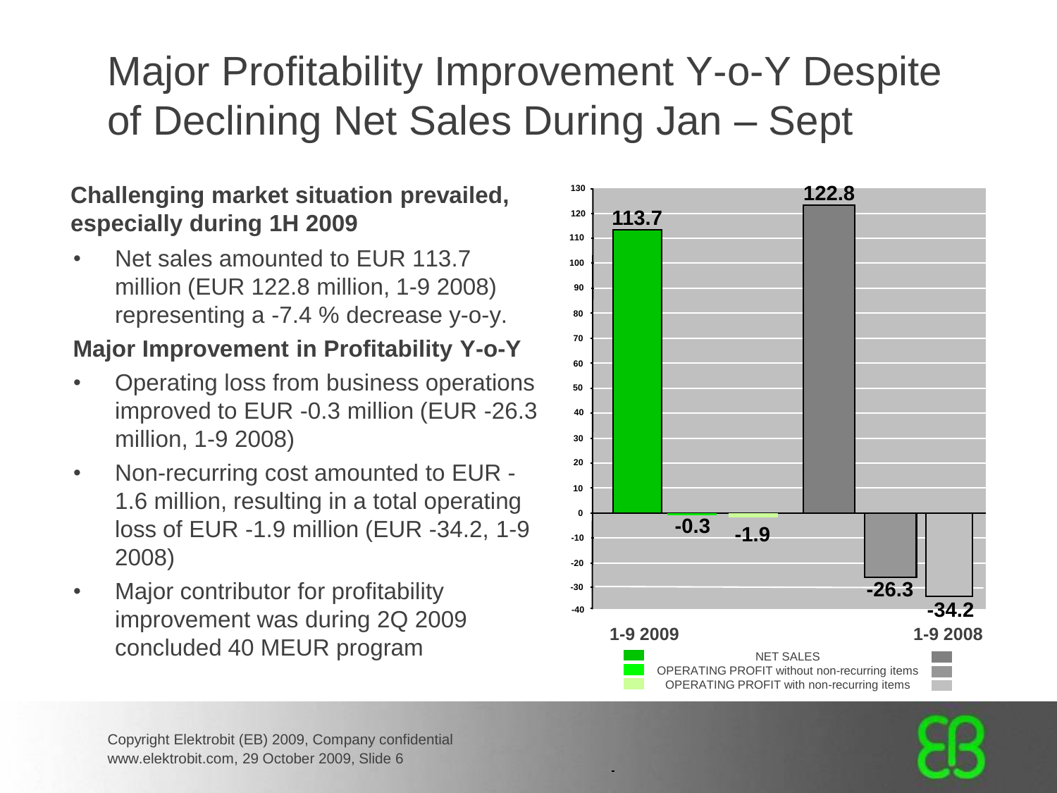# Major Profitability Improvement Y-o-Y Despite of Declining Net Sales During Jan – Sept

**Challenging market situation prevailed, especially during 1H 2009**

- Net sales amounted to EUR 113.7 million (EUR 122.8 million, 1-9 2008) representing a -7.4 % decrease y-o-y.

**Major Improvement in Profitability Y-o-Y**

- Operating loss from business operations improved to EUR -0.3 million (EUR -26.3 million, 1-9 2008)
- Non-recurring cost amounted to EUR -1.6 million, resulting in a total operating loss of EUR -1.9 million (EUR -34.2, 1-9 2008)
- Major contributor for profitability improvement was during 2Q 2009 concluded 40 MEUR program

| | 1-9 2009 | 1-9 2008 |
|---|---|---|
| NET SALES | 113.7 | 122.8 |
| OPERATING PROFIT without non-recurring items | -0.3 | -26.3 |
| OPERATING PROFIT with non-recurring items | -1.9 | -34.2 |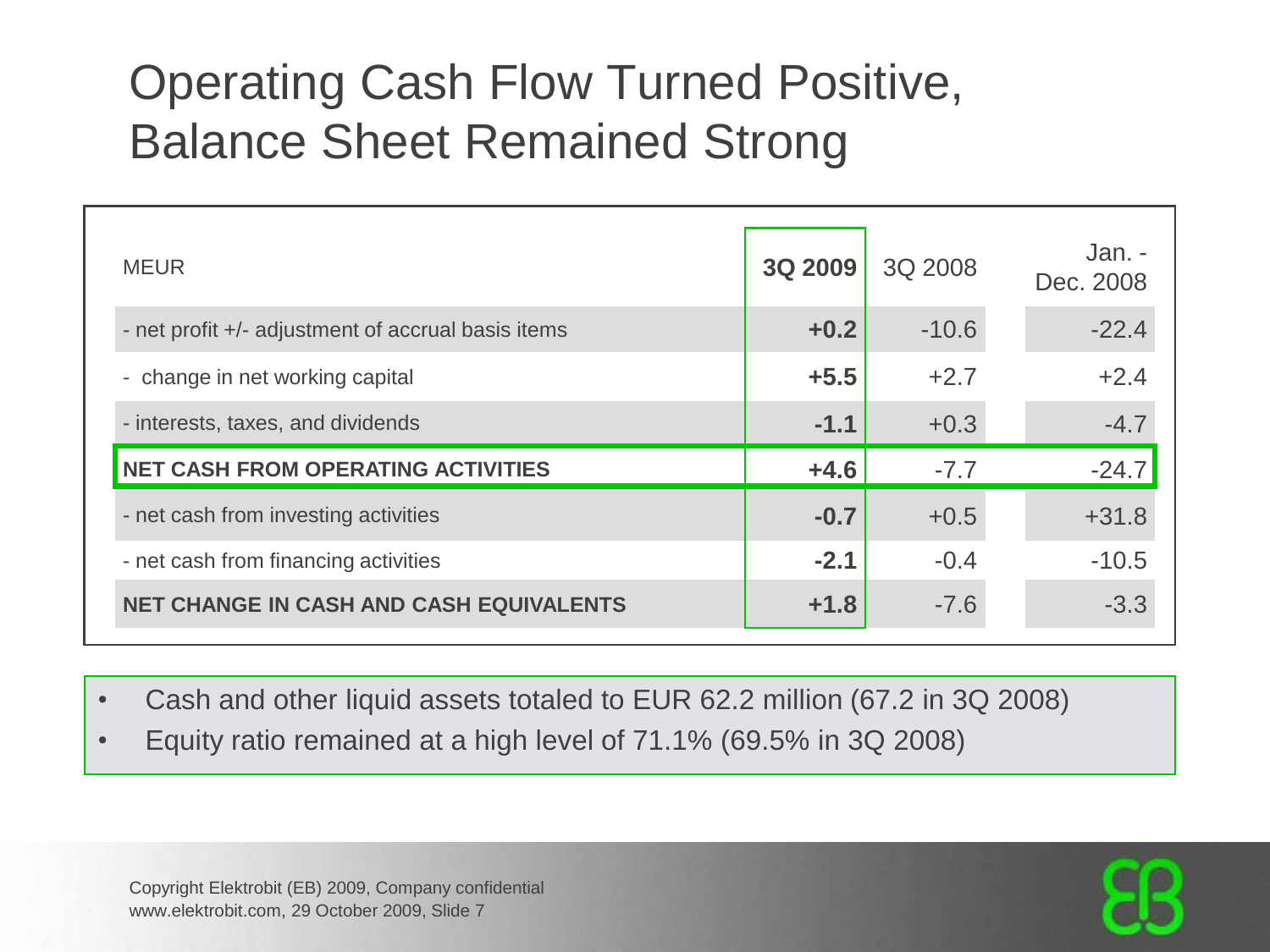# Operating Cash Flow Turned Positive, Balance Sheet Remained Strong

| MEUR | **3Q 2009** | 3Q 2008 | Jan. - Dec. 2008 |
|---|---|---|---|
| - net profit +/- adjustment of accrual basis items | **+0.2** | -10.6 | -22.4 |
| - change in net working capital | **+5.5** | +2.7 | +2.4 |
| - interests, taxes, and dividends | **-1.1** | +0.3 | -4.7 |
| **NET CASH FROM OPERATING ACTIVITIES** | **+4.6** | -7.7 | -24.7 |
| - net cash from investing activities | **-0.7** | +0.5 | +31.8 |
| - net cash from financing activities | **-2.1** | -0.4 | -10.5 |
| **NET CHANGE IN CASH AND CASH EQUIVALENTS** | **+1.8** | -7.6 | -3.3 |

- Cash and other liquid assets totaled to EUR 62.2 million (67.2 in 3Q 2008)
- Equity ratio remained at a high level of 71.1% (69.5% in 3Q 2008)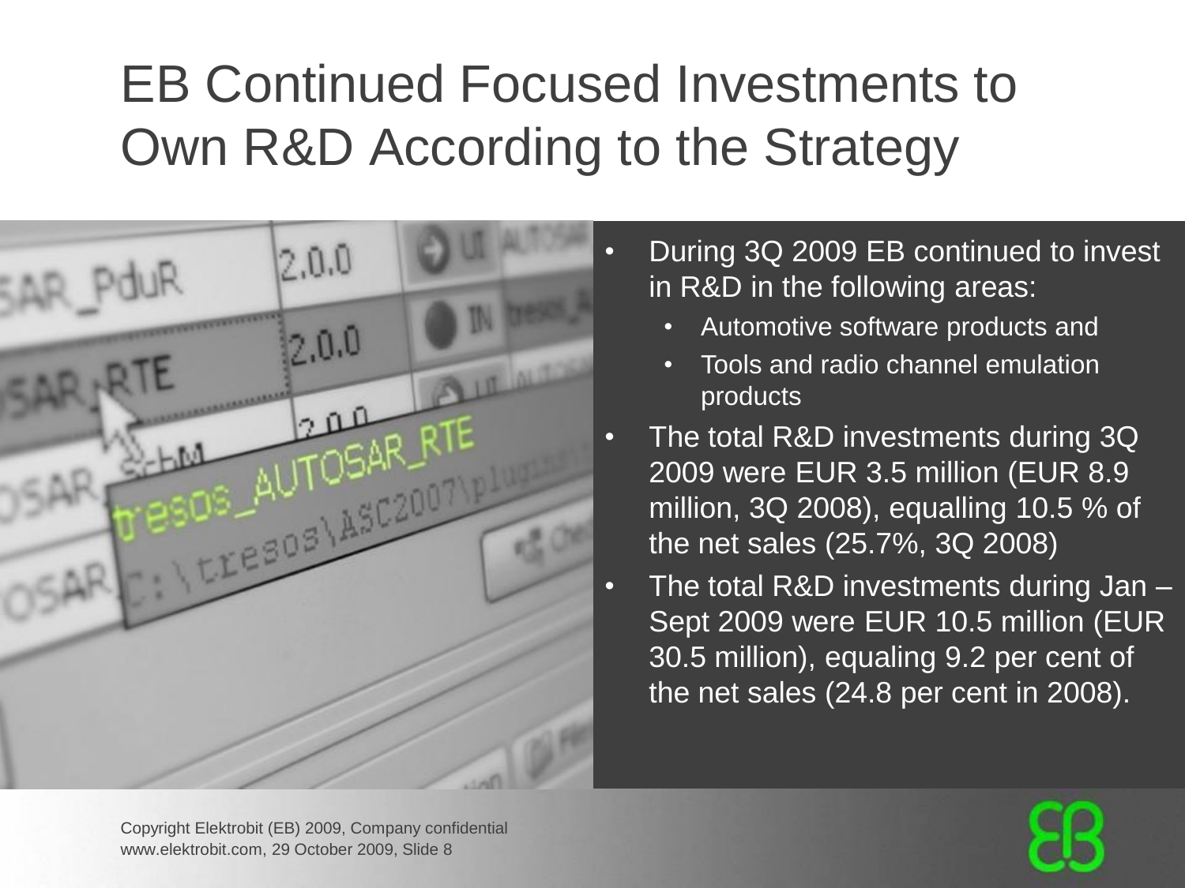# EB Continued Focused Investments to Own R&D According to the Strategy

- During 3Q 2009 EB continued to invest in R&D in the following areas:
  - Automotive software products and
  - Tools and radio channel emulation products
- The total R&D investments during 3Q 2009 were EUR 3.5 million (EUR 8.9 million, 3Q 2008), equalling 10.5 % of the net sales (25.7%, 3Q 2008)
- The total R&D investments during Jan – Sept 2009 were EUR 10.5 million (EUR 30.5 million), equaling 9.2 per cent of the net sales (24.8 per cent in 2008).

Copyright Elektrobit (EB) 2009, Company confidential
www.elektrobit.com, 29 October 2009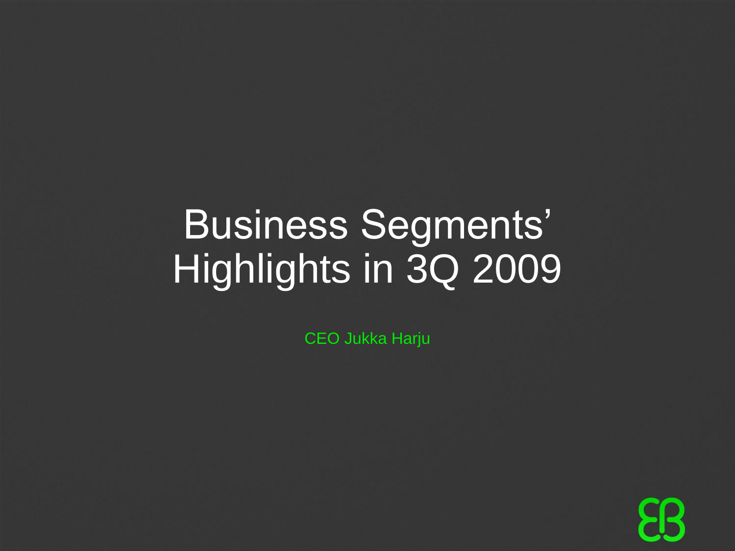# Business Segments' Highlights in 3Q 2009

CEO Jukka Harju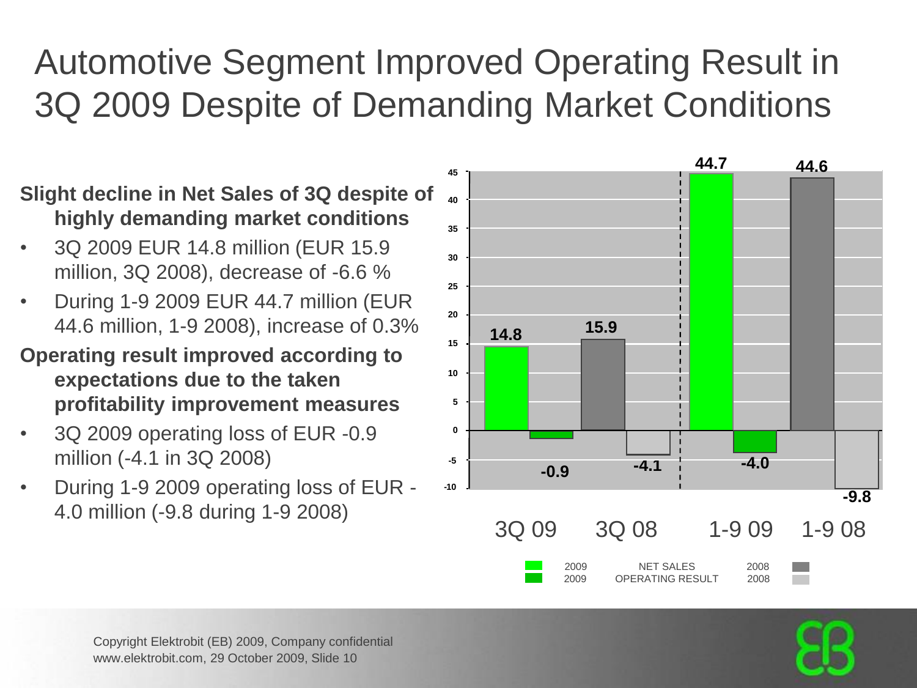# Automotive Segment Improved Operating Result in 3Q 2009 Despite of Demanding Market Conditions

**Slight decline in Net Sales of 3Q despite of highly demanding market conditions**

- 3Q 2009 EUR 14.8 million (EUR 15.9 million, 3Q 2008), decrease of -6.6 %
- During 1-9 2009 EUR 44.7 million (EUR 44.6 million, 1-9 2008), increase of 0.3%

**Operating result improved according to expectations due to the taken profitability improvement measures**

- 3Q 2009 operating loss of EUR -0.9 million (-4.1 in 3Q 2008)
- During 1-9 2009 operating loss of EUR -4.0 million (-9.8 during 1-9 2008)

| | 3Q 09 | 3Q 08 | 1-9 09 | 1-9 08 |
|---|---|---|---|---|
| NET SALES | 14.8 | 15.9 | 44.7 | 44.6 |
| OPERATING RESULT | -0.9 | -4.1 | -4.0 | -9.8 |

Copyright Elektrobit (EB) 2009, Company confidential
www.elektrobit.com, 29 October 2009, Slide 10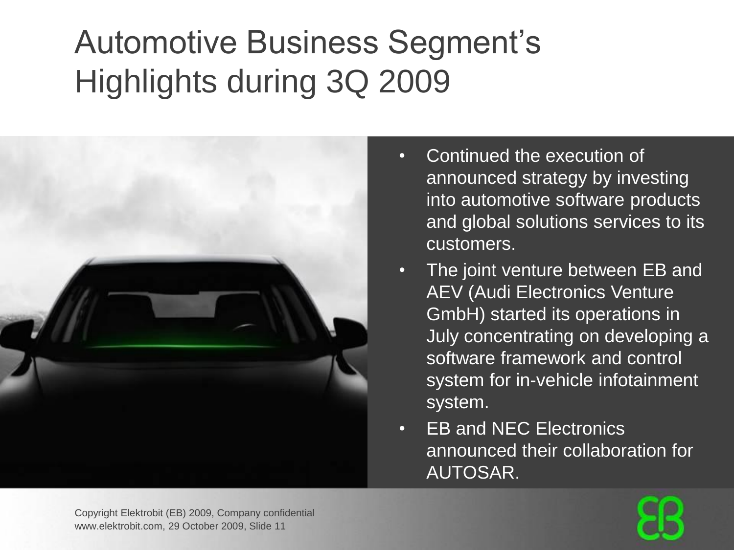# Automotive Business Segment's Highlights during 3Q 2009

- Continued the execution of announced strategy by investing into automotive software products and global solutions services to its customers.
- The joint venture between EB and AEV (Audi Electronics Venture GmbH) started its operations in July concentrating on developing a software framework and control system for in-vehicle infotainment system.
- EB and NEC Electronics announced their collaboration for AUTOSAR.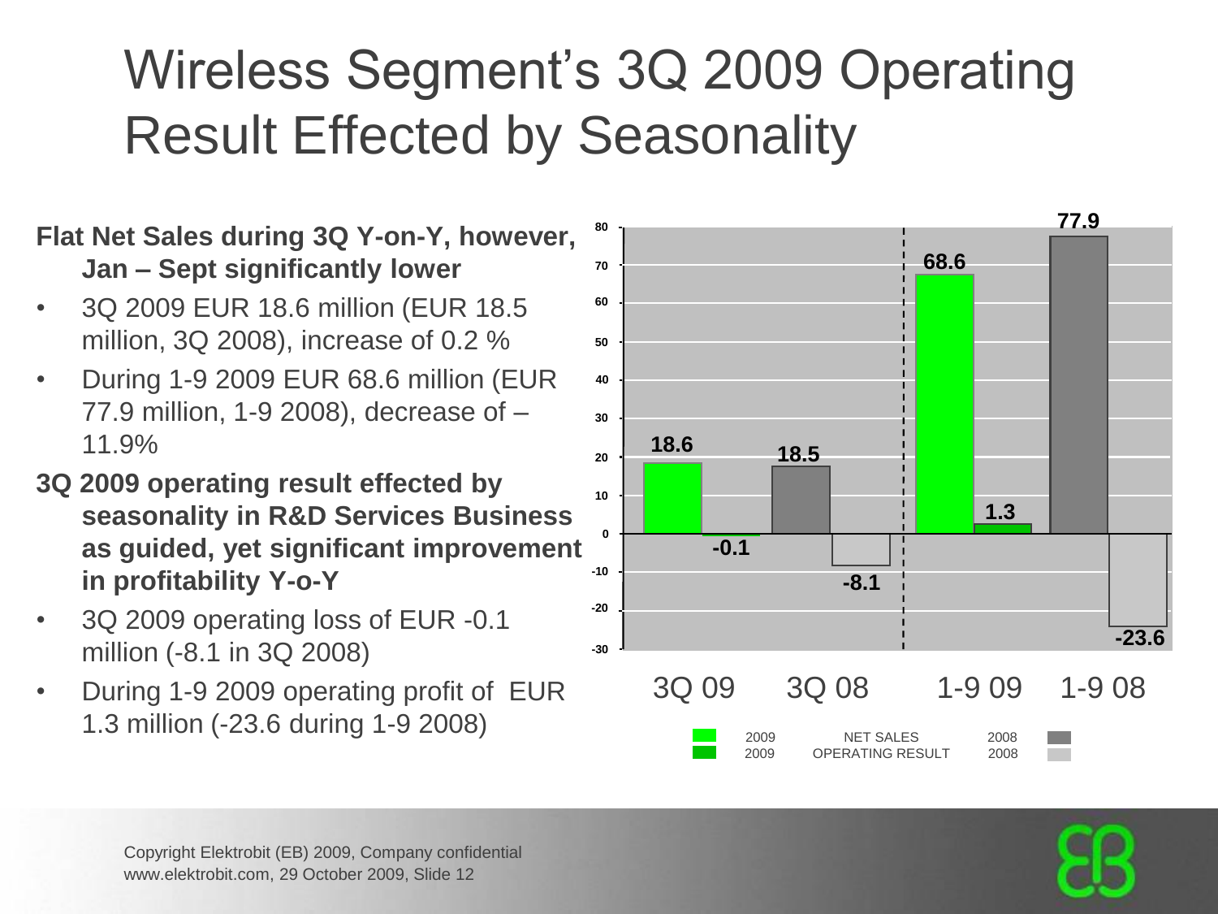# Wireless Segment's 3Q 2009 Operating Result Effected by Seasonality

**Flat Net Sales during 3Q Y-on-Y, however, Jan – Sept significantly lower**

- 3Q 2009 EUR 18.6 million (EUR 18.5 million, 3Q 2008), increase of 0.2 %
- During 1-9 2009 EUR 68.6 million (EUR 77.9 million, 1-9 2008), decrease of – 11.9%

**3Q 2009 operating result effected by seasonality in R&D Services Business as guided, yet significant improvement in profitability Y-o-Y**

- 3Q 2009 operating loss of EUR -0.1 million (-8.1 in 3Q 2008)
- During 1-9 2009 operating profit of EUR 1.3 million (-23.6 during 1-9 2008)

| | 3Q 09 | 3Q 08 | 1-9 09 | 1-9 08 |
|---|---|---|---|---|
| NET SALES | 18.6 | 18.5 | 68.6 | 77.9 |
| OPERATING RESULT | -0.1 | -8.1 | 1.3 | -23.6 |

Copyright Elektrobit (EB) 2009, Company confidential
www.elektrobit.com, 29 October 2009, Slide 12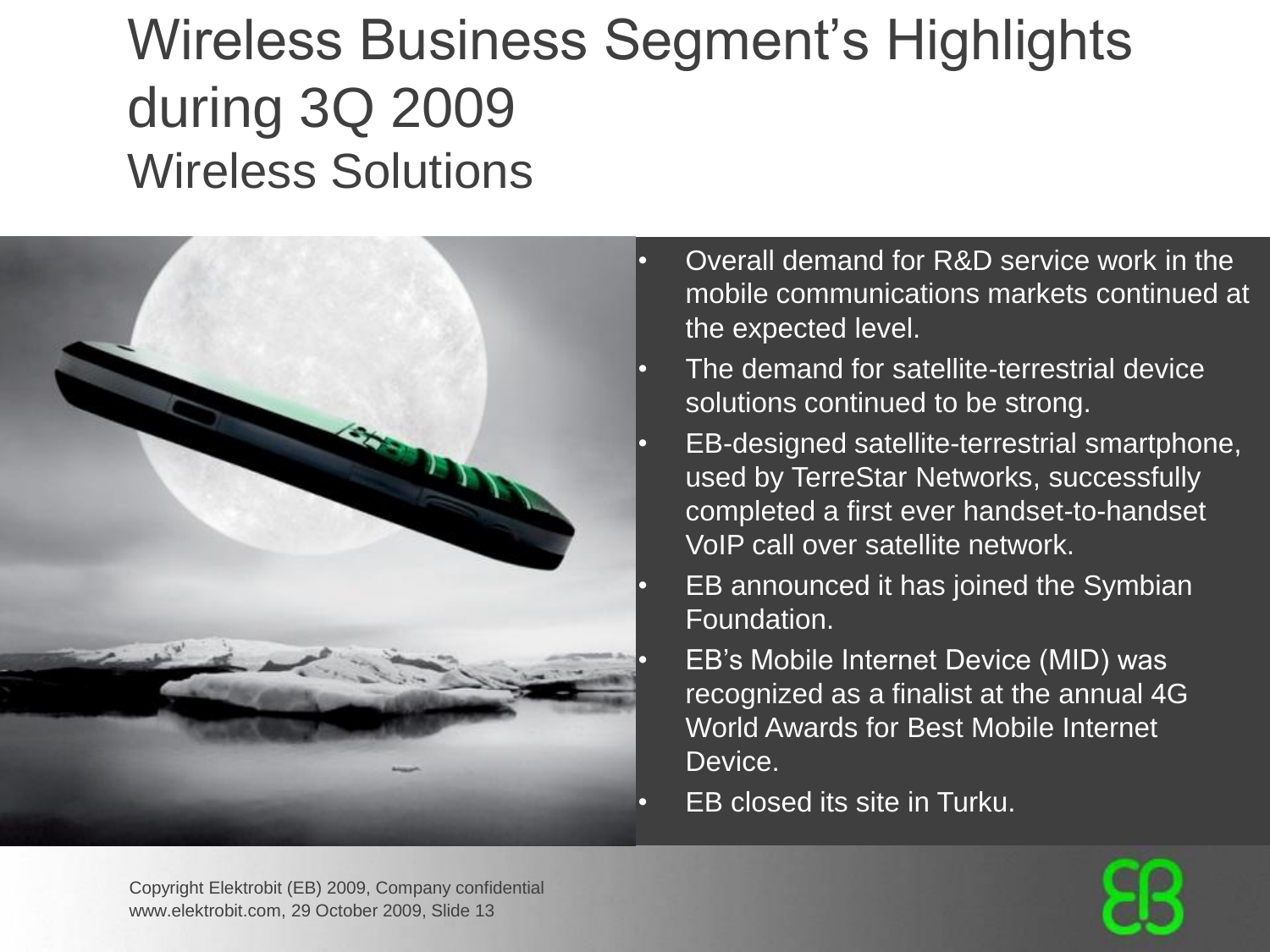# Wireless Business Segment's Highlights during 3Q 2009

## Wireless Solutions

- Overall demand for R&D service work in the mobile communications markets continued at the expected level.
- The demand for satellite-terrestrial device solutions continued to be strong.
- EB-designed satellite-terrestrial smartphone, used by TerreStar Networks, successfully completed a first ever handset-to-handset VoIP call over satellite network.
- EB announced it has joined the Symbian Foundation.
- EB's Mobile Internet Device (MID) was recognized as a finalist at the annual 4G World Awards for Best Mobile Internet Device.
- EB closed its site in Turku.

Copyright Elektrobit (EB) 2009, Company confidential
www.elektrobit.com, 29 October 2009, Slide 13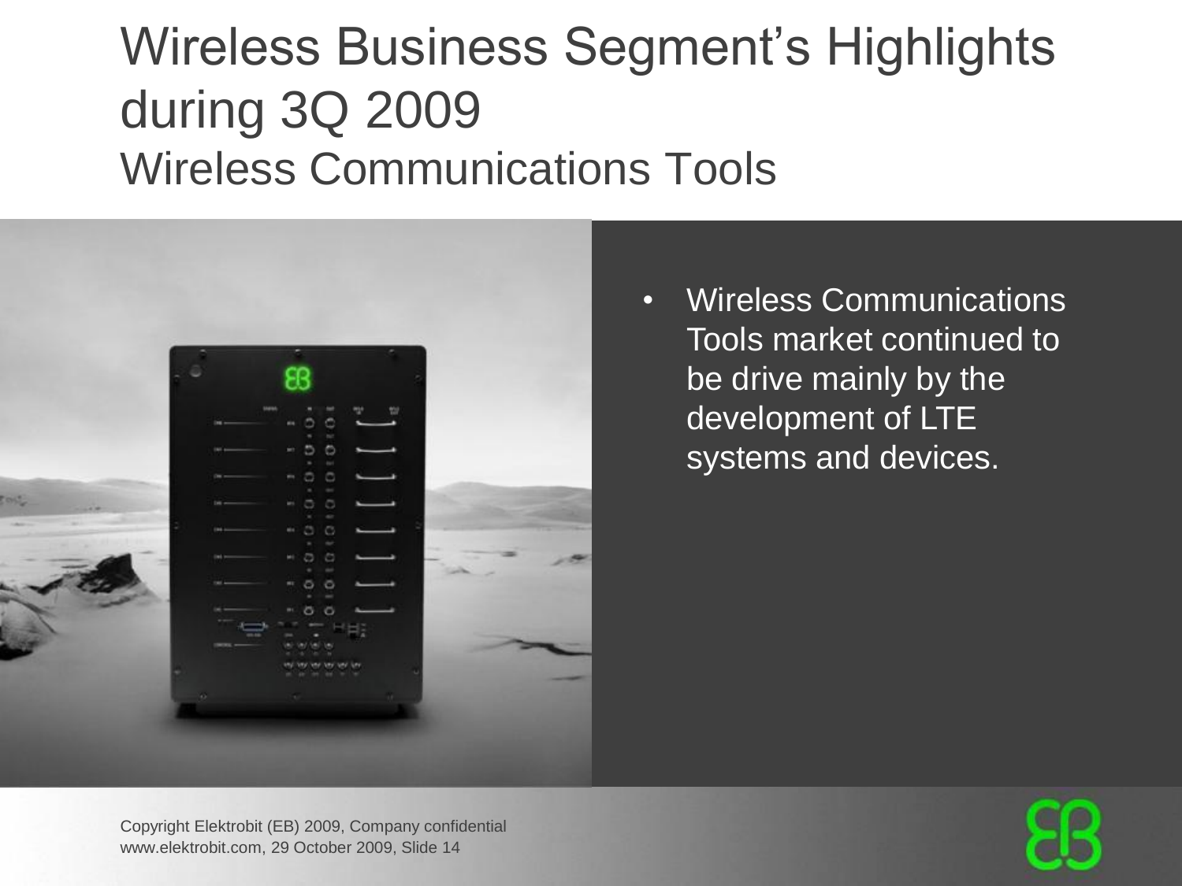# Wireless Business Segment's Highlights during 3Q 2009

## Wireless Communications Tools

- Wireless Communications Tools market continued to be drive mainly by the development of LTE systems and devices.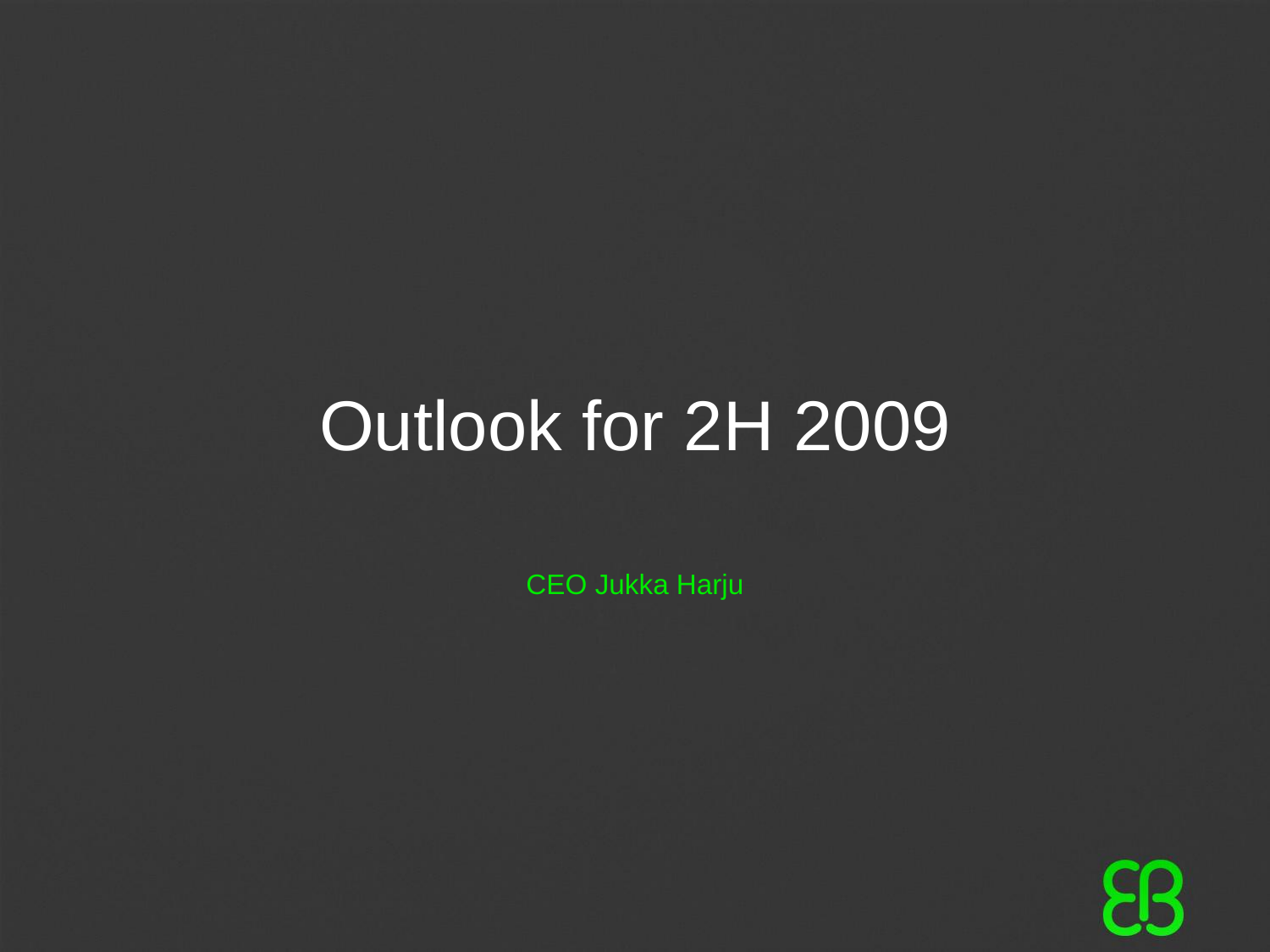# Outlook for 2H 2009

CEO Jukka Harju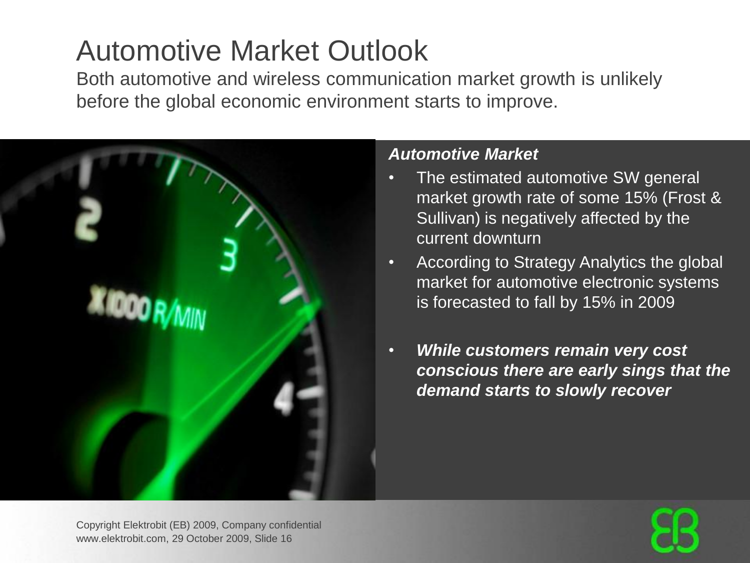# Automotive Market Outlook

Both automotive and wireless communication market growth is unlikely before the global economic environment starts to improve.

***Automotive Market***

- The estimated automotive SW general market growth rate of some 15% (Frost & Sullivan) is negatively affected by the current downturn
- According to Strategy Analytics the global market for automotive electronic systems is forecasted to fall by 15% in 2009
- ***While customers remain very cost conscious there are early sings that the demand starts to slowly recover***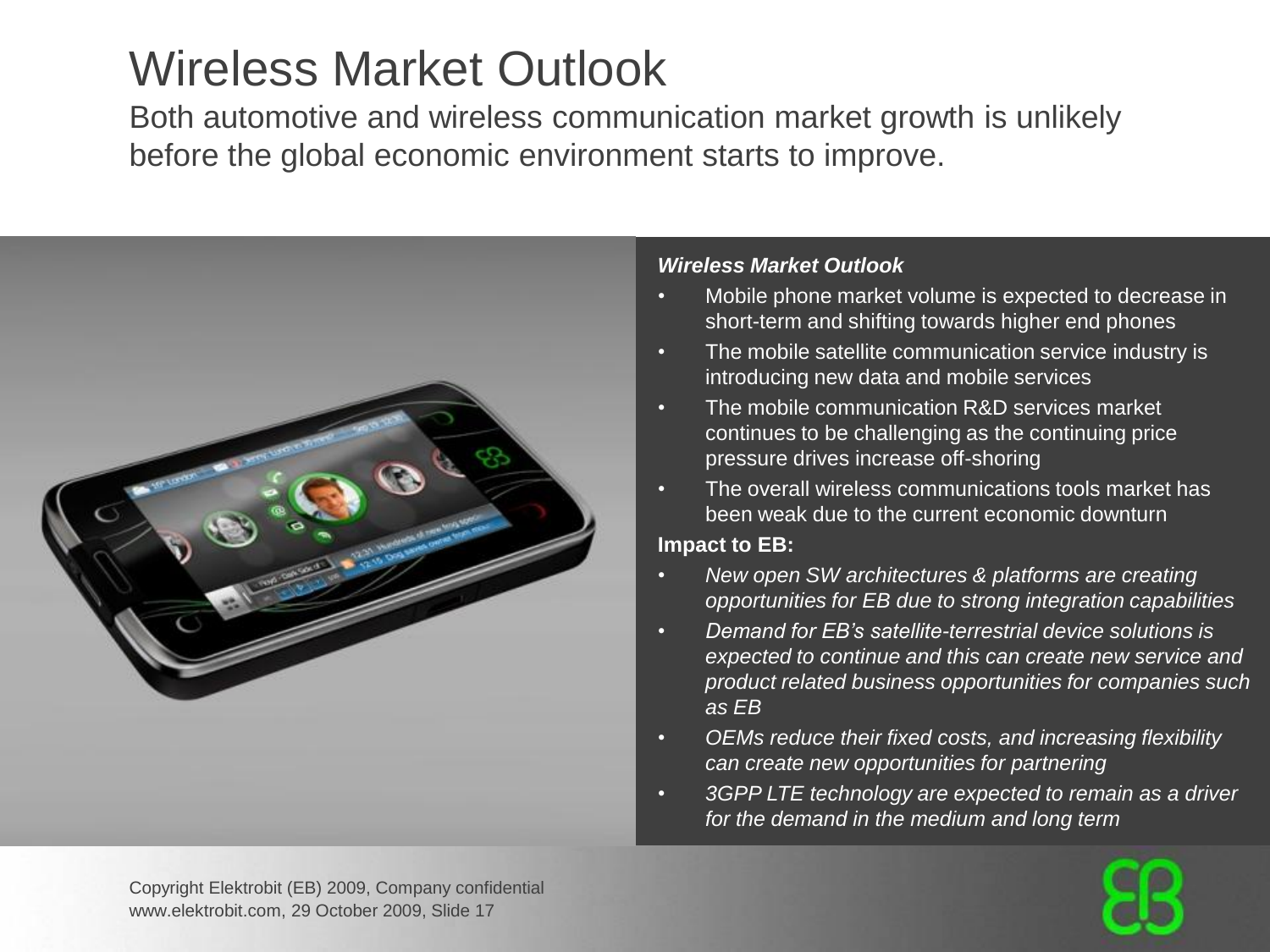# Wireless Market Outlook

Both automotive and wireless communication market growth is unlikely before the global economic environment starts to improve.

***Wireless Market Outlook***

- Mobile phone market volume is expected to decrease in short-term and shifting towards higher end phones
- The mobile satellite communication service industry is introducing new data and mobile services
- The mobile communication R&D services market continues to be challenging as the continuing price pressure drives increase off-shoring
- The overall wireless communications tools market has been weak due to the current economic downturn

**Impact to EB:**

- *New open SW architectures & platforms are creating opportunities for EB due to strong integration capabilities*
- *Demand for EB's satellite-terrestrial device solutions is expected to continue and this can create new service and product related business opportunities for companies such as EB*
- *OEMs reduce their fixed costs, and increasing flexibility can create new opportunities for partnering*
- *3GPP LTE technology are expected to remain as a driver for the demand in the medium and long term*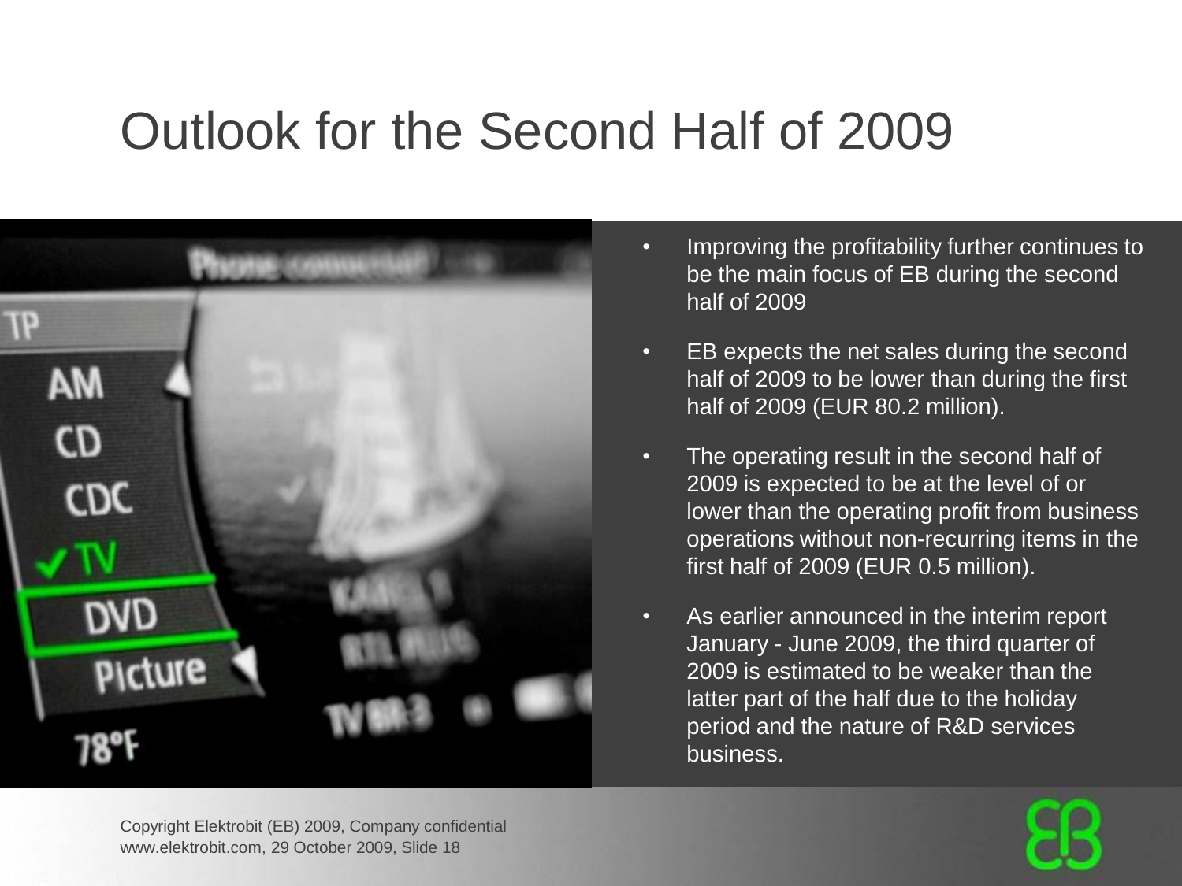# Outlook for the Second Half of 2009

- Improving the profitability further continues to be the main focus of EB during the second half of 2009
- EB expects the net sales during the second half of 2009 to be lower than during the first half of 2009 (EUR 80.2 million).
- The operating result in the second half of 2009 is expected to be at the level of or lower than the operating profit from business operations without non-recurring items in the first half of 2009 (EUR 0.5 million).
- As earlier announced in the interim report January - June 2009, the third quarter of 2009 is estimated to be weaker than the latter part of the half due to the holiday period and the nature of R&D services business.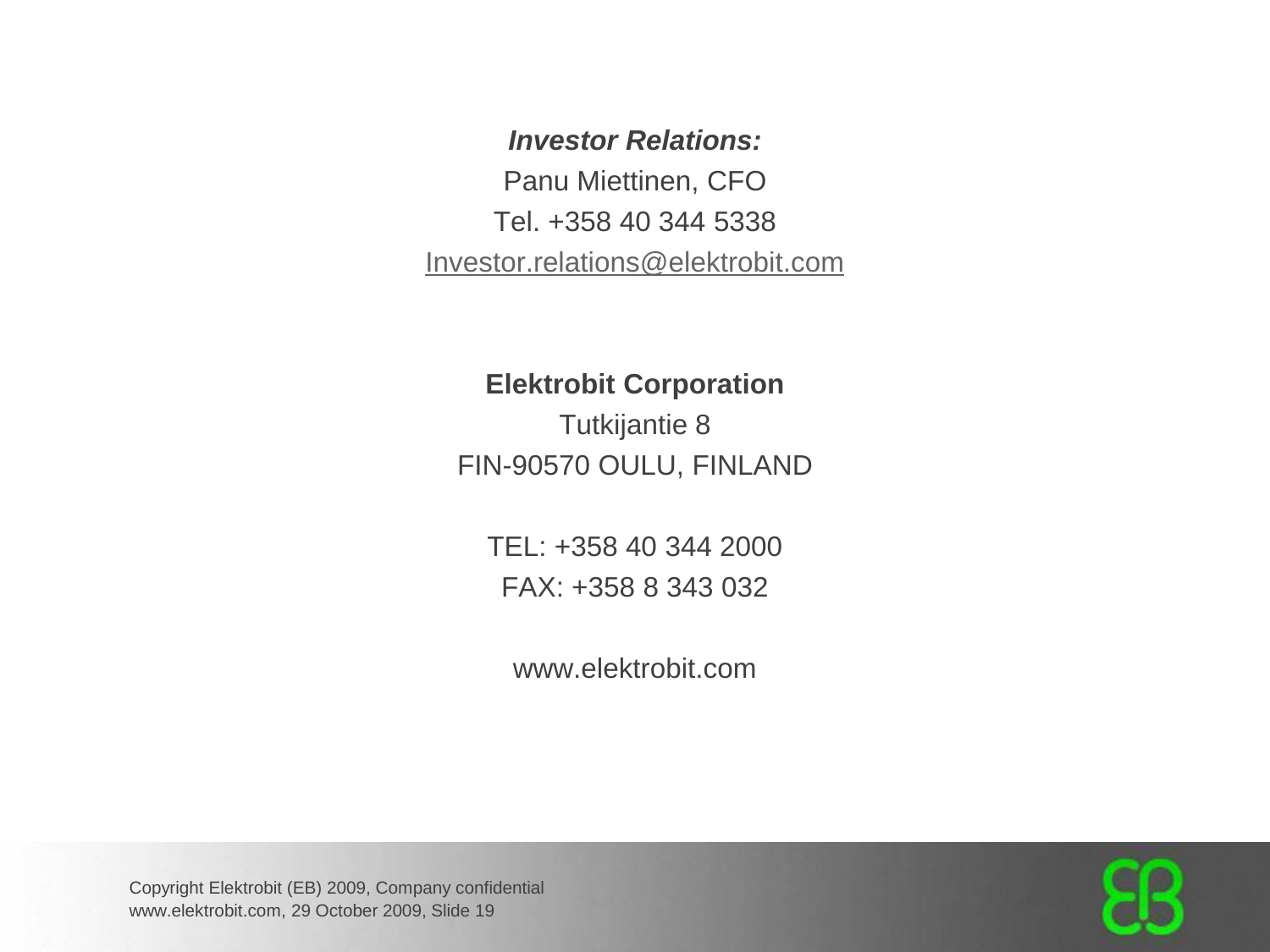***Investor Relations:***

Panu Miettinen, CFO

Tel. +358 40 344 5338

Investor.relations@elektrobit.com

**Elektrobit Corporation**

Tutkijantie 8

FIN-90570 OULU, FINLAND

TEL: +358 40 344 2000

FAX: +358 8 343 032

www.elektrobit.com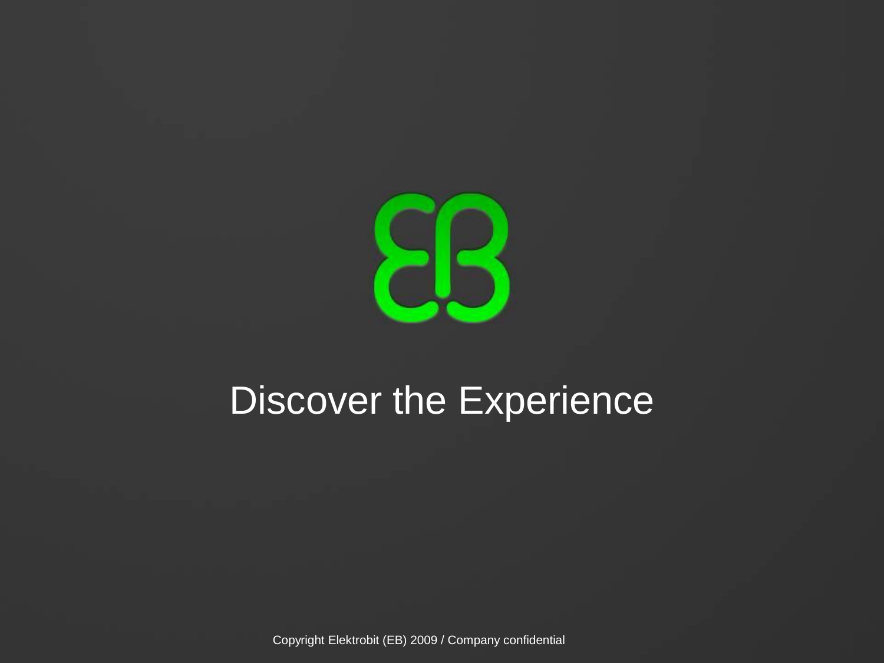Discover the Experience

Copyright Elektrobit (EB) 2009 / Company confidential